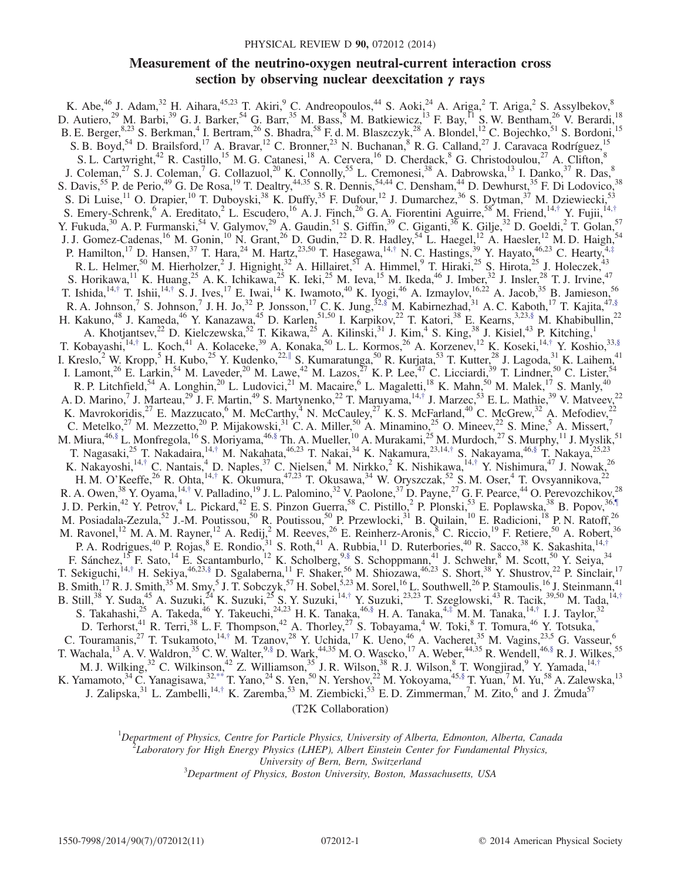# Measurement of the neutrino-oxygen neutral-current interaction cross section by observing nuclear deexcitation $\gamma$ rays

K. Abe,[46] J. Adam,[32] H. Aihara,[45,23] T. Akiri,[9] C. Andreopoulos,[44] S. Aoki,[24] A. Ariga,[2] T. Ariga,[2] S. Assylbekov,[8] D. Autiero,[29] M. Barbi,[39] G. J. Barker,[54] G. Barr,[35] M. Bass,[8] M. Batkiewicz,[13] F. Bay,[11] S. W. Bentham,[26] V. Berardi,[18] B. E. Berger,[8,23] S. Berkman,[4] I. Bertram,[26] S. Bhadra,[58] F. d. M. Blaszczyk,[28] A. Blondel,[12] C. Bojechko,[51] S. Bordoni,[15] S. B. Boyd,[54] D. Brailsford,[17] A. Bravar,[12] C. Bronner,[23] N. Buchanan,[8] R. G. Calland,[27] J. Caravaca Rodríguez,[15] S. L. Cartwright,[42] R. Castillo,[15] M. G. Catanesi,[18] A. Cervera,[16] D. Cherdack,[8] G. Christodoulou,[27] A. Clifton,[8] J. Coleman,[27] S. J. Coleman,[7] G. Collazuol,[20] K. Connolly,[55] L. Cremonesi,[38] A. Dabrowska,[13] I. Danko,[37] R. Das,[8] S. Davis,[55] P. de Perio,[49] G. De Rosa,[19] T. Dealtry,[44,35] S. R. Dennis,[54,44] C. Densham,[44] D. Dewhurst,[35] F. Di Lodovico,[38] S. Di Luise,[11] O. Drapier,[10] T. Duboyski,[38] K. Duffy,[35] F. Dufour,[12] J. Dumarchez,[36] S. Dytman,[37] M. Dziewiecki,[53] S. Emery-Schrenk,[6] A. Ereditato,[2] L. Escudero,[16] A. J. Finch,[26] G. A. Fiorentini Aguirre,[58] M. Friend,[14,†] Y. Fujii,[14,†] Y. Fukuda,[30] A. P. Furmanski,[54] V. Galymov,[29] A. Gaudin,[51] S. Giffin,[39] C. Giganti,[36] K. Gilje,[32] D. Goeldi,[2] T. Golan,[57] J. J. Gomez-Cadenas,[16] M. Gonin,[10] N. Grant,[26] D. Gudin,[22] D. R. Hadley,[54] L. Haegel,[12] A. Haesler,[12] M. D. Haigh,[54] P. Hamilton,[17] D. Hansen,[37] T. Hara,[24] M. Hartz,[23,50] T. Hasegawa,[14,†] N. C. Hastings,[39] Y. Hayato,[46,23] C. Hearty,[4,‡] R. L. Helmer,[50] M. Hierholzer,[2] J. Hignight,[32] A. Hillairet,[51] A. Himmel,[9] T. Hiraki,[25] S. Hirota,[25] J. Holeczek,[43] S. Horikawa,[11] K. Huang,[25] A. K. Ichikawa,[25] K. Ieki,[25] M. Ieva,[15] M. Ikeda,[46] J. Imber,[32] J. Insler,[28] T. J. Irvine,[47] T. Ishida,[14,†] T. Ishii,[14,†] S. J. Ives,[17] E. Iwai,[14] K. Iwamoto,[40] K. Iyogi,[46] A. Izmaylov,[16,22] A. Jacob,[35] B. Jamieson,[56] R. A. Johnson,[7] S. Johnson,[7] J. H. Jo,[32] P. Jonsson,[17] C. K. Jung,[32,§] M. Kabirnezhad,[31] A. C. Kaboth,[17] T. Kajita,[47,§] H. Kakuno,[48] J. Kameda,[46] Y. Kanazawa,[45] D. Karlen,[51,50] I. Karpikov,[22] T. Katori,[38] E. Kearns,[3,23,§] M. Khabibullin,[22] A. Khotjantsev,[22] D. Kielczewska,[52] T. Kikawa,[25] A. Kilinski,[31] J. Kim,[4] S. King,[38] J. Kisiel,[43] P. Kitching,[1] T. Kobayashi,[14,†] L. Koch,[41] A. Kolaceke,[39] A. Konaka,[50] L. L. Kormos,[26] A. Korzenev,[12] K. Koseki,[14,†] Y. Koshio,[33,§] I. Kreslo,[2] W. Kropp,[5] H. Kubo,[25] Y. Kudenko,[22,‖] S. Kumaratunga,[50] R. Kurjata,[53] T. Kutter,[28] J. Lagoda,[31] K. Laihem,[41] I. Lamont,[26] E. Larkin,[54] M. Laveder,[20] M. Lawe,[42] M. Lazos,[27] K. P. Lee,[47] C. Licciardi,[39] T. Lindner,[50] C. Lister,[54] R. P. Litchfield,[54] A. Longhin,[20] L. Ludovici,[21] M. Macaire,[6] L. Magaletti,[18] K. Mahn,[50] M. Malek,[17] S. Manly,[40] A. D. Marino,[7] J. Marteau,[29] J. F. Martin,[49] S. Martynenko,[22] T. Maruyama,[14,†] J. Marzec,[53] E. L. Mathie,[39] V. Matveev,[22] K. Mavrokoridis,[27] E. Mazzucato,[6] M. McCarthy,[4] N. McCauley,[27] K. S. McFarland,[40] C. McGrew,[32] A. Mefodiev,[22] C. Metelko,[27] M. Mezzetto,[20] P. Mijakowski,[31] C. A. Miller,[50] A. Minamino,[25] O. Mineev,[22] S. Mine,[5] A. Missert,[7] M. Miura,[46,§] L. Monfregola,[16] S. Moriyama,[46,§] Th. A. Mueller,[10] A. Murakami,[25] M. Murdoch,[27] S. Murphy,[11] J. Myslik,[51] T. Nagasaki,[25] T. Nakadaira,[14,†] M. Nakahata,[46,23] T. Nakai,[34] K. Nakamura,[23,14,†] S. Nakayama,[46,§] T. Nakaya,[25,23] K. Nakayoshi,[14,†] C. Nantais,[4] D. Naples,[37] C. Nielsen,[4] M. Nirkko,[2] K. Nishikawa,[14,†] Y. Nishimura,[47] J. Nowak,[26] H. M. O'Keeffe,[26] R. Ohta,[14,†] K. Okumura,[47,23] T. Okusawa,[34] W. Oryszczak,[52] S. M. Oser,[4] T. Ovsyannikova,[22] R. A. Owen,[38] Y. Oyama,[14,†] V. Palladino,[19] J. L. Palomino,[32] V. Paolone,[37] D. Payne,[27] G. F. Pearce,[44] O. Perevozchikov,[28] J. D. Perkin,[42] Y. Petrov,[4] L. Pickard,[42] E. S. Pinzon Guerra,[58] C. Pistillo,[2] P. Plonski,[53] E. Poplawska,[38] B. Popov,[36,¶] M. Posiadala-Zezula,[52] J.-M. Poutissou,[50] R. Poutissou,[50] P. Przewlocki,[31] B. Quilain,[10] E. Radicioni,[18] P. N. Ratoff,[26] M. Ravonel,[12] M. A. M. Rayner,[12] A. Redij,[2] M. Reeves,[26] E. Reinherz-Aronis,[8] C. Riccio,[19] F. Retiere,[50] A. Robert,[36] P. A. Rodrigues,[40] P. Rojas,[8] E. Rondio,[31] S. Roth,[41] A. Rubbia,[11] D. Ruterbories,[40] R. Sacco,[38] K. Sakashita,[14,†] F. Sánchez,[15] F. Sato,[14] E. Scantamburlo,[12] K. Scholberg,[9,§] S. Schoppmann,[41] J. Schwehr,[8] M. Scott,[50] Y. Seiya,[34] T. Sekiguchi,[14,†] H. Sekiya,[46,23,§] D. Sgalaberna,[11] F. Shaker,[56] M. Shiozawa,[46,23] S. Short,[38] Y. Shustrov,[22] P. Sinclair,[17] B. Smith,[17] R. J. Smith,[35] M. Smy,[5] J. T. Sobczyk,[57] H. Sobel,[5,23] M. Sorel,[16] L. Southwell,[26] P. Stamoulis,[16] J. Steinmann,[41] B. Still,[38] Y. Suda,[45] A. Suzuki,[24] K. Suzuki,[25] S. Y. Suzuki,[14,†] Y. Suzuki,[23,23] T. Szeglowski,[43] R. Tacik,[39,50] M. Tada,[14,†] S. Takahashi,[25] A. Takeda,[46] Y. Takeuchi,[24,23] H. K. Tanaka,[46,§] H. A. Tanaka,[4,‡] M. M. Tanaka,[14,†] I. J. Taylor,[32] D. Terhorst,[41] R. Terri,[38] L. F. Thompson,[42] A. Thorley,[27] S. Tobayama,[4] W. Toki,[8] T. Tomura,[46] Y. Totsuka,[*] C. Touramanis,[27] T. Tsukamoto,[14,†] M. Tzanov,[28] Y. Uchida,[17] K. Ueno,[46] A. Vacheret,[35] M. Vagins,[23,5] G. Vasseur,[6] T. Wachala,[13] A. V. Waldron,[35] C. W. Walter,[9,§] D. Wark,[44,35] M. O. Wascko,[17] A. Weber,[44,35] R. Wendell,[46,§] R. J. Wilkes,[55] M. J. Wilking,[32] C. Wilkinson,[42] Z. Williamson,[35] J. R. Wilson,[38] R. J. Wilson,[8] T. Wongjirad,[9] Y. Yamada,[14,†] K. Yamamoto,[34] C. Yanagisawa,[32,**] T. Yano,[24] S. Yen,[50] N. Yershov,[22] M. Yokoyama,[45,§] T. Yuan,[7] M. Yu,[58] A. Zalewska,[13] J. Zalipska,[31] L. Zambelli,[14,†] K. Zaremba,[53] M. Ziembicki,[53] E. D. Zimmerman,[7] M. Zito,[6] and J. Żmuda[57]

(T2K Collaboration)

[1] *Department of Physics, Centre for Particle Physics, University of Alberta, Edmonton, Alberta, Canada*
[2] *Laboratory for High Energy Physics (LHEP), Albert Einstein Center for Fundamental Physics, University of Bern, Bern, Switzerland*
[3] *Department of Physics, Boston University, Boston, Massachusetts, USA*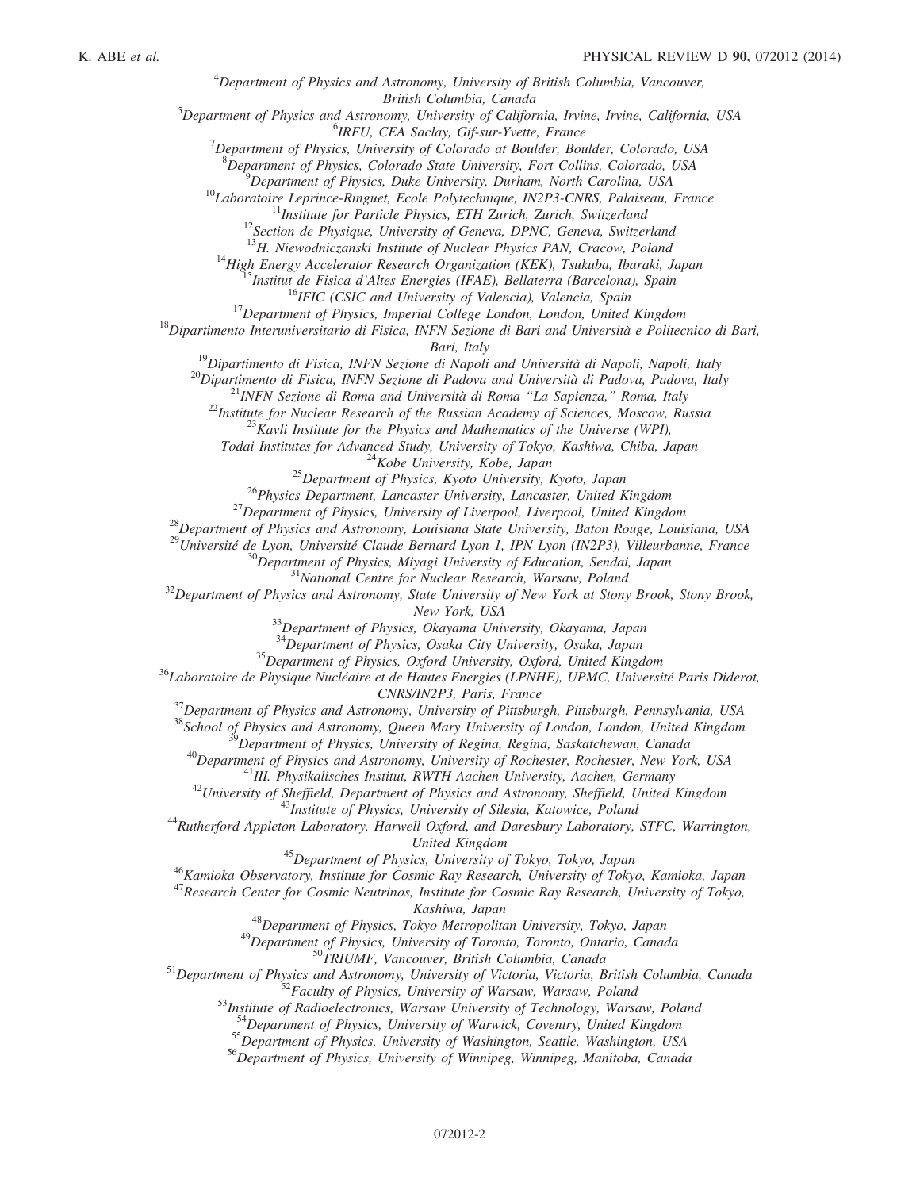[4]Department of Physics and Astronomy, University of British Columbia, Vancouver, British Columbia, Canada

[5]Department of Physics and Astronomy, University of California, Irvine, Irvine, California, USA

[6]IRFU, CEA Saclay, Gif-sur-Yvette, France

[7]Department of Physics, University of Colorado at Boulder, Boulder, Colorado, USA

[8]Department of Physics, Colorado State University, Fort Collins, Colorado, USA

[9]Department of Physics, Duke University, Durham, North Carolina, USA

[10]Laboratoire Leprince-Ringuet, Ecole Polytechnique, IN2P3-CNRS, Palaiseau, France

[11]Institute for Particle Physics, ETH Zurich, Zurich, Switzerland

[12]Section de Physique, University of Geneva, DPNC, Geneva, Switzerland

[13]H. Niewodniczanski Institute of Nuclear Physics PAN, Cracow, Poland

[14]High Energy Accelerator Research Organization (KEK), Tsukuba, Ibaraki, Japan

[15]Institut de Fisica d'Altes Energies (IFAE), Bellaterra (Barcelona), Spain

[16]IFIC (CSIC and University of Valencia), Valencia, Spain

[17]Department of Physics, Imperial College London, London, United Kingdom

[18]Dipartimento Interuniversitario di Fisica, INFN Sezione di Bari and Università e Politecnico di Bari, Bari, Italy

[19]Dipartimento di Fisica, INFN Sezione di Napoli and Università di Napoli, Napoli, Italy

[20]Dipartimento di Fisica, INFN Sezione di Padova and Università di Padova, Padova, Italy

[21]INFN Sezione di Roma and Università di Roma "La Sapienza," Roma, Italy

[22]Institute for Nuclear Research of the Russian Academy of Sciences, Moscow, Russia

[23]Kavli Institute for the Physics and Mathematics of the Universe (WPI), Todai Institutes for Advanced Study, University of Tokyo, Kashiwa, Chiba, Japan

[24]Kobe University, Kobe, Japan

[25]Department of Physics, Kyoto University, Kyoto, Japan

[26]Physics Department, Lancaster University, Lancaster, United Kingdom

[27]Department of Physics, University of Liverpool, Liverpool, United Kingdom

[28]Department of Physics and Astronomy, Louisiana State University, Baton Rouge, Louisiana, USA

[29]Université de Lyon, Université Claude Bernard Lyon 1, IPN Lyon (IN2P3), Villeurbanne, France

[30]Department of Physics, Miyagi University of Education, Sendai, Japan

[31]National Centre for Nuclear Research, Warsaw, Poland

[32]Department of Physics and Astronomy, State University of New York at Stony Brook, Stony Brook, New York, USA

[33]Department of Physics, Okayama University, Okayama, Japan

[34]Department of Physics, Osaka City University, Osaka, Japan

[35]Department of Physics, Oxford University, Oxford, United Kingdom

[36]Laboratoire de Physique Nucléaire et de Hautes Energies (LPNHE), UPMC, Université Paris Diderot, CNRS/IN2P3, Paris, France

[37]Department of Physics and Astronomy, University of Pittsburgh, Pittsburgh, Pennsylvania, USA

[38]School of Physics and Astronomy, Queen Mary University of London, London, United Kingdom

[39]Department of Physics, University of Regina, Regina, Saskatchewan, Canada

[40]Department of Physics and Astronomy, University of Rochester, Rochester, New York, USA

[41]III. Physikalisches Institut, RWTH Aachen University, Aachen, Germany

[42]University of Sheffield, Department of Physics and Astronomy, Sheffield, United Kingdom

[43]Institute of Physics, University of Silesia, Katowice, Poland

[44]Rutherford Appleton Laboratory, Harwell Oxford, and Daresbury Laboratory, STFC, Warrington, United Kingdom

[45]Department of Physics, University of Tokyo, Tokyo, Japan

[46]Kamioka Observatory, Institute for Cosmic Ray Research, University of Tokyo, Kamioka, Japan

[47]Research Center for Cosmic Neutrinos, Institute for Cosmic Ray Research, University of Tokyo, Kashiwa, Japan

[48]Department of Physics, Tokyo Metropolitan University, Tokyo, Japan

[49]Department of Physics, University of Toronto, Toronto, Ontario, Canada

[50]TRIUMF, Vancouver, British Columbia, Canada

[51]Department of Physics and Astronomy, University of Victoria, Victoria, British Columbia, Canada

[52]Faculty of Physics, University of Warsaw, Warsaw, Poland

[53]Institute of Radioelectronics, Warsaw University of Technology, Warsaw, Poland

[54]Department of Physics, University of Warwick, Coventry, United Kingdom

[55]Department of Physics, University of Washington, Seattle, Washington, USA

[56]Department of Physics, University of Winnipeg, Winnipeg, Manitoba, Canada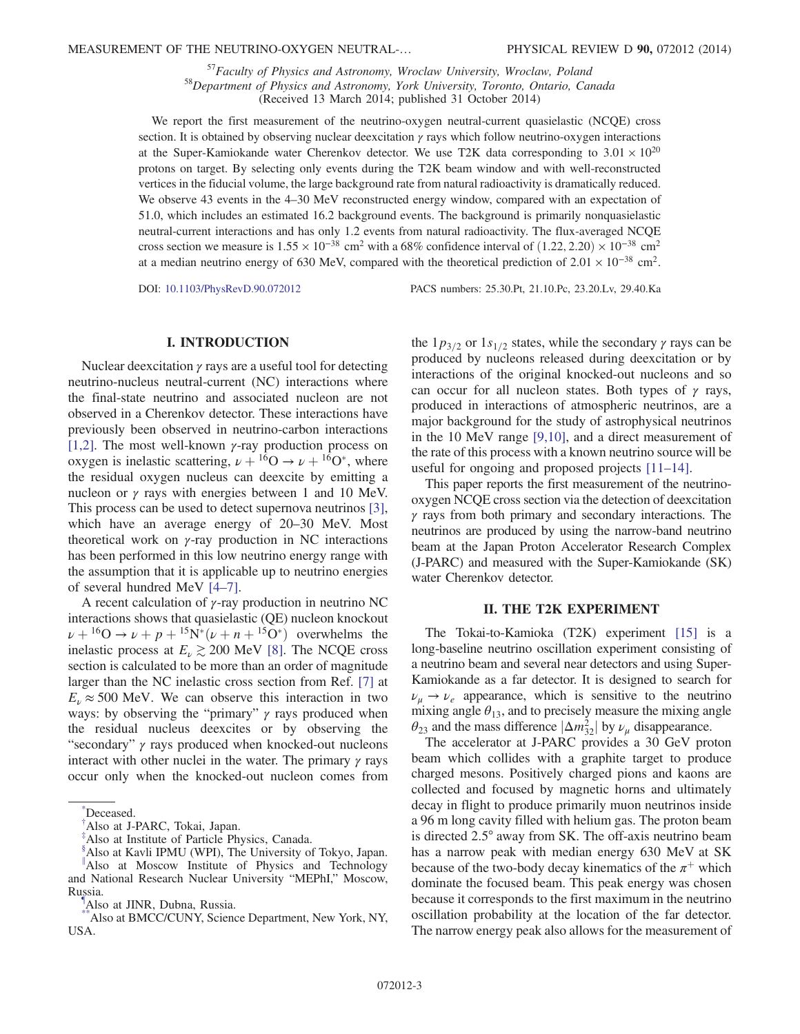[57]*Faculty of Physics and Astronomy, Wroclaw University, Wroclaw, Poland*
[58]*Department of Physics and Astronomy, York University, Toronto, Ontario, Canada*
(Received 13 March 2014; published 31 October 2014)

We report the first measurement of the neutrino-oxygen neutral-current quasielastic (NCQE) cross section. It is obtained by observing nuclear deexcitation $\gamma$ rays which follow neutrino-oxygen interactions at the Super-Kamiokande water Cherenkov detector. We use T2K data corresponding to $3.01 \times 10^{20}$ protons on target. By selecting only events during the T2K beam window and with well-reconstructed vertices in the fiducial volume, the large background rate from natural radioactivity is dramatically reduced. We observe 43 events in the 4–30 MeV reconstructed energy window, compared with an expectation of 51.0, which includes an estimated 16.2 background events. The background is primarily nonquasielastic neutral-current interactions and has only 1.2 events from natural radioactivity. The flux-averaged NCQE cross section we measure is $1.55 \times 10^{-38}$ cm$^2$ with a 68% confidence interval of $(1.22, 2.20) \times 10^{-38}$ cm$^2$ at a median neutrino energy of 630 MeV, compared with the theoretical prediction of $2.01 \times 10^{-38}$ cm$^2$.

DOI: 10.1103/PhysRevD.90.072012 PACS numbers: 25.30.Pt, 21.10.Pc, 23.20.Lv, 29.40.Ka

## I. INTRODUCTION

Nuclear deexcitation $\gamma$ rays are a useful tool for detecting neutrino-nucleus neutral-current (NC) interactions where the final-state neutrino and associated nucleon are not observed in a Cherenkov detector. These interactions have previously been observed in neutrino-carbon interactions [1,2]. The most well-known $\gamma$-ray production process on oxygen is inelastic scattering, $\nu + {}^{16}\mathrm{O} \to \nu + {}^{16}\mathrm{O}^*$, where the residual oxygen nucleus can deexcite by emitting a nucleon or $\gamma$ rays with energies between 1 and 10 MeV. This process can be used to detect supernova neutrinos [3], which have an average energy of 20–30 MeV. Most theoretical work on $\gamma$-ray production in NC interactions has been performed in this low neutrino energy range with the assumption that it is applicable up to neutrino energies of several hundred MeV [4–7].

A recent calculation of $\gamma$-ray production in neutrino NC interactions shows that quasielastic (QE) nucleon knockout $\nu + {}^{16}\mathrm{O} \to \nu + p + {}^{15}\mathrm{N}^* (\nu + n + {}^{15}\mathrm{O}^*)$ overwhelms the inelastic process at $E_\nu \gtrsim 200$ MeV [8]. The NCQE cross section is calculated to be more than an order of magnitude larger than the NC inelastic cross section from Ref. [7] at $E_\nu \approx 500$ MeV. We can observe this interaction in two ways: by observing the "primary" $\gamma$ rays produced when the residual nucleus deexcites or by observing the "secondary" $\gamma$ rays produced when knocked-out nucleons interact with other nuclei in the water. The primary $\gamma$ rays occur only when the knocked-out nucleon comes from the $1p_{3/2}$ or $1s_{1/2}$ states, while the secondary $\gamma$ rays can be produced by nucleons released during deexcitation or by interactions of the original knocked-out nucleons and so can occur for all nucleon states. Both types of $\gamma$ rays, produced in interactions of atmospheric neutrinos, are a major background for the study of astrophysical neutrinos in the 10 MeV range [9,10], and a direct measurement of the rate of this process with a known neutrino source will be useful for ongoing and proposed projects [11–14].

This paper reports the first measurement of the neutrino-oxygen NCQE cross section via the detection of deexcitation $\gamma$ rays from both primary and secondary interactions. The neutrinos are produced by using the narrow-band neutrino beam at the Japan Proton Accelerator Research Complex (J-PARC) and measured with the Super-Kamiokande (SK) water Cherenkov detector.

## II. THE T2K EXPERIMENT

The Tokai-to-Kamioka (T2K) experiment [15] is a long-baseline neutrino oscillation experiment consisting of a neutrino beam and several near detectors and using Super-Kamiokande as a far detector. It is designed to search for $\nu_\mu \to \nu_e$ appearance, which is sensitive to the neutrino mixing angle $\theta_{13}$, and to precisely measure the mixing angle $\theta_{23}$ and the mass difference $|\Delta m^2_{32}|$ by $\nu_\mu$ disappearance.

The accelerator at J-PARC provides a 30 GeV proton beam which collides with a graphite target to produce charged mesons. Positively charged pions and kaons are collected and focused by magnetic horns and ultimately decay in flight to produce primarily muon neutrinos inside a 96 m long cavity filled with helium gas. The proton beam is directed 2.5° away from SK. The off-axis neutrino beam has a narrow peak with median energy 630 MeV at SK because of the two-body decay kinematics of the $\pi^+$ which dominate the focused beam. This peak energy was chosen because it corresponds to the first maximum in the neutrino oscillation probability at the location of the far detector. The narrow energy peak also allows for the measurement of

---

[*]Deceased.
[†]Also at J-PARC, Tokai, Japan.
[‡]Also at Institute of Particle Physics, Canada.
[§]Also at Kavli IPMU (WPI), The University of Tokyo, Japan.
[∥]Also at Moscow Institute of Physics and Technology and National Research Nuclear University "MEPhI," Moscow, Russia.
[¶]Also at JINR, Dubna, Russia.
[**]Also at BMCC/CUNY, Science Department, New York, NY, USA.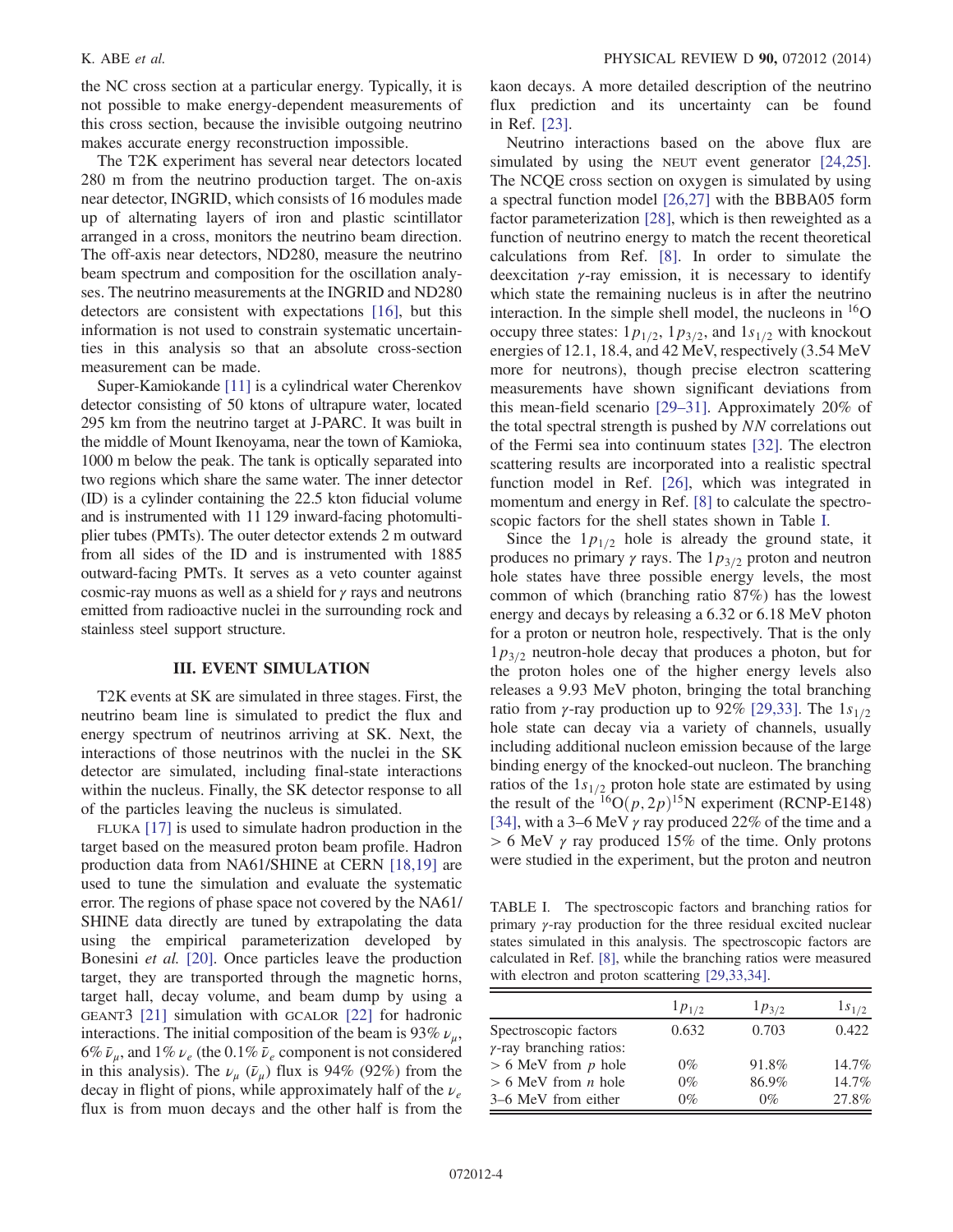the NC cross section at a particular energy. Typically, it is not possible to make energy-dependent measurements of this cross section, because the invisible outgoing neutrino makes accurate energy reconstruction impossible.

The T2K experiment has several near detectors located 280 m from the neutrino production target. The on-axis near detector, INGRID, which consists of 16 modules made up of alternating layers of iron and plastic scintillator arranged in a cross, monitors the neutrino beam direction. The off-axis near detectors, ND280, measure the neutrino beam spectrum and composition for the oscillation analyses. The neutrino measurements at the INGRID and ND280 detectors are consistent with expectations [16], but this information is not used to constrain systematic uncertainties in this analysis so that an absolute cross-section measurement can be made.

Super-Kamiokande [11] is a cylindrical water Cherenkov detector consisting of 50 ktons of ultrapure water, located 295 km from the neutrino target at J-PARC. It was built in the middle of Mount Ikenoyama, near the town of Kamioka, 1000 m below the peak. The tank is optically separated into two regions which share the same water. The inner detector (ID) is a cylinder containing the 22.5 kton fiducial volume and is instrumented with 11 129 inward-facing photomultiplier tubes (PMTs). The outer detector extends 2 m outward from all sides of the ID and is instrumented with 1885 outward-facing PMTs. It serves as a veto counter against cosmic-ray muons as well as a shield for $\gamma$ rays and neutrons emitted from radioactive nuclei in the surrounding rock and stainless steel support structure.

## III. EVENT SIMULATION

T2K events at SK are simulated in three stages. First, the neutrino beam line is simulated to predict the flux and energy spectrum of neutrinos arriving at SK. Next, the interactions of those neutrinos with the nuclei in the SK detector are simulated, including final-state interactions within the nucleus. Finally, the SK detector response to all of the particles leaving the nucleus is simulated.

FLUKA [17] is used to simulate hadron production in the target based on the measured proton beam profile. Hadron production data from NA61/SHINE at CERN [18,19] are used to tune the simulation and evaluate the systematic error. The regions of phase space not covered by the NA61/SHINE data directly are tuned by extrapolating the data using the empirical parameterization developed by Bonesini *et al.* [20]. Once particles leave the production target, they are transported through the magnetic horns, target hall, decay volume, and beam dump by using a GEANT3 [21] simulation with GCALOR [22] for hadronic interactions. The initial composition of the beam is 93% $\nu_\mu$, 6% $\bar{\nu}_\mu$, and 1% $\nu_e$ (the 0.1% $\bar{\nu}_e$ component is not considered in this analysis). The $\nu_\mu$ ($\bar{\nu}_\mu$) flux is 94% (92%) from the decay in flight of pions, while approximately half of the $\nu_e$ flux is from muon decays and the other half is from the kaon decays. A more detailed description of the neutrino flux prediction and its uncertainty can be found in Ref. [23].

Neutrino interactions based on the above flux are simulated by using the NEUT event generator [24,25]. The NCQE cross section on oxygen is simulated by using a spectral function model [26,27] with the BBBA05 form factor parameterization [28], which is then reweighted as a function of neutrino energy to match the recent theoretical calculations from Ref. [8]. In order to simulate the deexcitation $\gamma$-ray emission, it is necessary to identify which state the remaining nucleus is in after the neutrino interaction. In the simple shell model, the nucleons in $^{16}$O occupy three states: $1p_{1/2}$, $1p_{3/2}$, and $1s_{1/2}$ with knockout energies of 12.1, 18.4, and 42 MeV, respectively (3.54 MeV more for neutrons), though precise electron scattering measurements have shown significant deviations from this mean-field scenario [29–31]. Approximately 20% of the total spectral strength is pushed by $NN$ correlations out of the Fermi sea into continuum states [32]. The electron scattering results are incorporated into a realistic spectral function model in Ref. [26], which was integrated in momentum and energy in Ref. [8] to calculate the spectroscopic factors for the shell states shown in Table I.

Since the $1p_{1/2}$ hole is already the ground state, it produces no primary $\gamma$ rays. The $1p_{3/2}$ proton and neutron hole states have three possible energy levels, the most common of which (branching ratio 87%) has the lowest energy and decays by releasing a 6.32 or 6.18 MeV photon for a proton or neutron hole, respectively. That is the only $1p_{3/2}$ neutron-hole decay that produces a photon, but for the proton holes one of the higher energy levels also releases a 9.93 MeV photon, bringing the total branching ratio from $\gamma$-ray production up to 92% [29,33]. The $1s_{1/2}$ hole state can decay via a variety of channels, usually including additional nucleon emission because of the large binding energy of the knocked-out nucleon. The branching ratios of the $1s_{1/2}$ proton hole state are estimated by using the result of the $^{16}\mathrm{O}(p,2p)^{15}\mathrm{N}$ experiment (RCNP-E148) [34], with a 3–6 MeV $\gamma$ ray produced 22% of the time and a $>6$ MeV $\gamma$ ray produced 15% of the time. Only protons were studied in the experiment, but the proton and neutron

TABLE I. The spectroscopic factors and branching ratios for primary $\gamma$-ray production for the three residual excited nuclear states simulated in this analysis. The spectroscopic factors are calculated in Ref. [8], while the branching ratios were measured with electron and proton scattering [29,33,34].

| | $1p_{1/2}$ | $1p_{3/2}$ | $1s_{1/2}$ |
|---|---|---|---|
| Spectroscopic factors | 0.632 | 0.703 | 0.422 |
| $\gamma$-ray branching ratios: | | | |
| $>6$ MeV from $p$ hole | 0% | 91.8% | 14.7% |
| $>6$ MeV from $n$ hole | 0% | 86.9% | 14.7% |
| 3–6 MeV from either | 0% | 0% | 27.8% |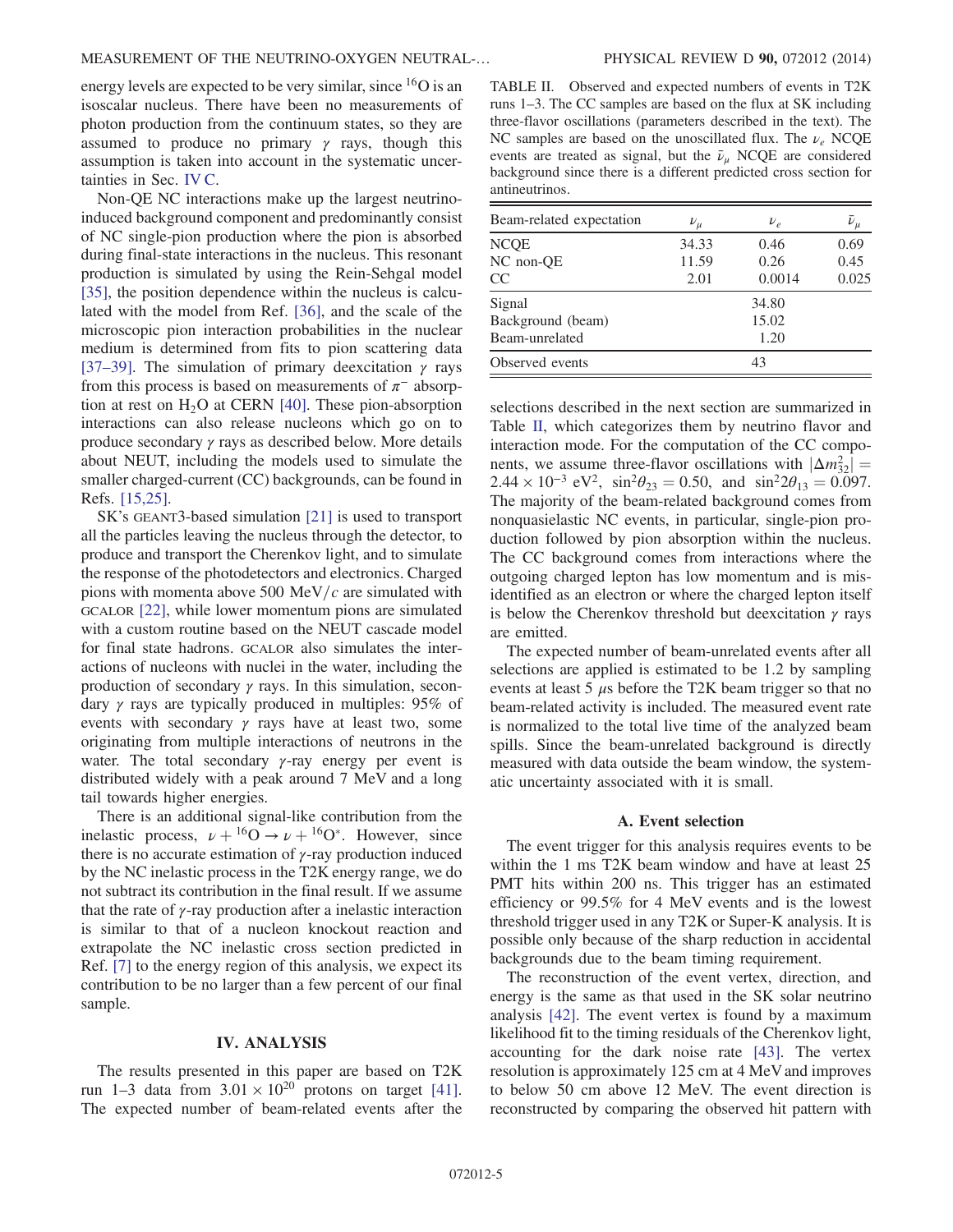energy levels are expected to be very similar, since $^{16}O$ is an isoscalar nucleus. There have been no measurements of photon production from the continuum states, so they are assumed to produce no primary $\gamma$ rays, though this assumption is taken into account in the systematic uncertainties in Sec. IV C.

Non-QE NC interactions make up the largest neutrino-induced background component and predominantly consist of NC single-pion production where the pion is absorbed during final-state interactions in the nucleus. This resonant production is simulated by using the Rein-Sehgal model [35], the position dependence within the nucleus is calculated with the model from Ref. [36], and the scale of the microscopic pion interaction probabilities in the nuclear medium is determined from fits to pion scattering data [37–39]. The simulation of primary deexcitation $\gamma$ rays from this process is based on measurements of $\pi^-$ absorption at rest on $H_2O$ at CERN [40]. These pion-absorption interactions can also release nucleons which go on to produce secondary $\gamma$ rays as described below. More details about NEUT, including the models used to simulate the smaller charged-current (CC) backgrounds, can be found in Refs. [15,25].

SK's GEANT3-based simulation [21] is used to transport all the particles leaving the nucleus through the detector, to produce and transport the Cherenkov light, and to simulate the response of the photodetectors and electronics. Charged pions with momenta above 500 MeV/$c$ are simulated with GCALOR [22], while lower momentum pions are simulated with a custom routine based on the NEUT cascade model for final state hadrons. GCALOR also simulates the interactions of nucleons with nuclei in the water, including the production of secondary $\gamma$ rays. In this simulation, secondary $\gamma$ rays are typically produced in multiples: 95% of events with secondary $\gamma$ rays have at least two, some originating from multiple interactions of neutrons in the water. The total secondary $\gamma$-ray energy per event is distributed widely with a peak around 7 MeV and a long tail towards higher energies.

There is an additional signal-like contribution from the inelastic process, $\nu + {}^{16}O \rightarrow \nu + {}^{16}O^*$. However, since there is no accurate estimation of $\gamma$-ray production induced by the NC inelastic process in the T2K energy range, we do not subtract its contribution in the final result. If we assume that the rate of $\gamma$-ray production after a inelastic interaction is similar to that of a nucleon knockout reaction and extrapolate the NC inelastic cross section predicted in Ref. [7] to the energy region of this analysis, we expect its contribution to be no larger than a few percent of our final sample.

## IV. ANALYSIS

The results presented in this paper are based on T2K run 1–3 data from $3.01 \times 10^{20}$ protons on target [41]. The expected number of beam-related events after the selections described in the next section are summarized in Table II, which categorizes them by neutrino flavor and interaction mode. For the computation of the CC components, we assume three-flavor oscillations with $|\Delta m^2_{32}| = 2.44 \times 10^{-3}$ eV$^2$, $\sin^2\theta_{23} = 0.50$, and $\sin^2 2\theta_{13} = 0.097$. The majority of the beam-related background comes from nonquasielastic NC events, in particular, single-pion production followed by pion absorption within the nucleus. The CC background comes from interactions where the outgoing charged lepton has low momentum and is misidentified as an electron or where the charged lepton itself is below the Cherenkov threshold but deexcitation $\gamma$ rays are emitted.

TABLE II. Observed and expected numbers of events in T2K runs 1–3. The CC samples are based on the flux at SK including three-flavor oscillations (parameters described in the text). The NC samples are based on the unoscillated flux. The $\nu_e$ NCQE events are treated as signal, but the $\bar{\nu}_\mu$ NCQE are considered background since there is a different predicted cross section for antineutrinos.

| Beam-related expectation | $\nu_\mu$ | $\nu_e$ | $\bar{\nu}_\mu$ |
|---|---|---|---|
| NCQE | 34.33 | 0.46 | 0.69 |
| NC non-QE | 11.59 | 0.26 | 0.45 |
| CC | 2.01 | 0.0014 | 0.025 |
| Signal | | 34.80 | |
| Background (beam) | | 15.02 | |
| Beam-unrelated | | 1.20 | |
| Observed events | | 43 | |

The expected number of beam-unrelated events after all selections are applied is estimated to be 1.2 by sampling events at least 5 $\mu$s before the T2K beam trigger so that no beam-related activity is included. The measured event rate is normalized to the total live time of the analyzed beam spills. Since the beam-unrelated background is directly measured with data outside the beam window, the systematic uncertainty associated with it is small.

### A. Event selection

The event trigger for this analysis requires events to be within the 1 ms T2K beam window and have at least 25 PMT hits within 200 ns. This trigger has an estimated efficiency or 99.5% for 4 MeV events and is the lowest threshold trigger used in any T2K or Super-K analysis. It is possible only because of the sharp reduction in accidental backgrounds due to the beam timing requirement.

The reconstruction of the event vertex, direction, and energy is the same as that used in the SK solar neutrino analysis [42]. The event vertex is found by a maximum likelihood fit to the timing residuals of the Cherenkov light, accounting for the dark noise rate [43]. The vertex resolution is approximately 125 cm at 4 MeV and improves to below 50 cm above 12 MeV. The event direction is reconstructed by comparing the observed hit pattern with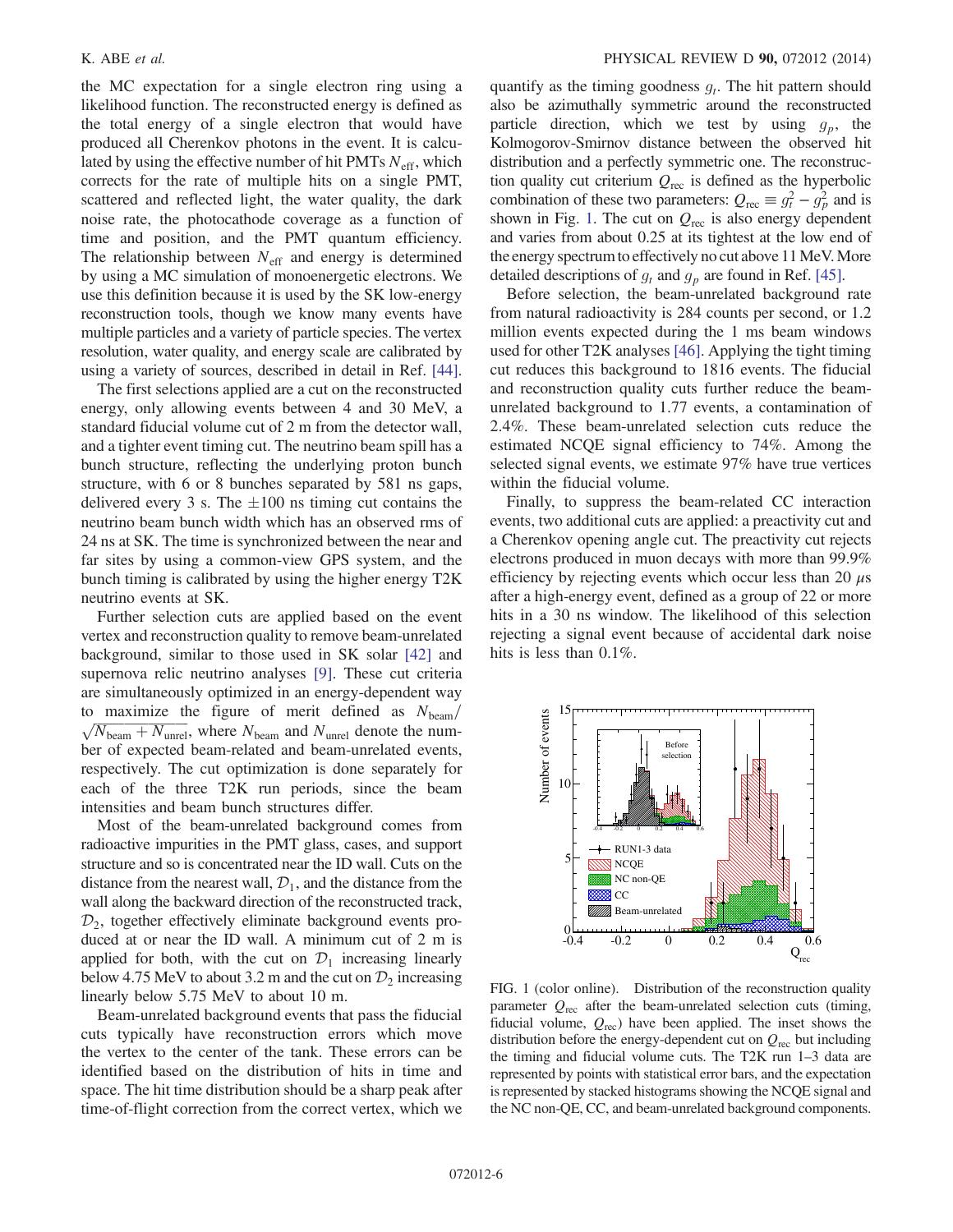the MC expectation for a single electron ring using a likelihood function. The reconstructed energy is defined as the total energy of a single electron that would have produced all Cherenkov photons in the event. It is calculated by using the effective number of hit PMTs $N_{\mathrm{eff}}$, which corrects for the rate of multiple hits on a single PMT, scattered and reflected light, the water quality, the dark noise rate, the photocathode coverage as a function of time and position, and the PMT quantum efficiency. The relationship between $N_{\mathrm{eff}}$ and energy is determined by using a MC simulation of monoenergetic electrons. We use this definition because it is used by the SK low-energy reconstruction tools, though we know many events have multiple particles and a variety of particle species. The vertex resolution, water quality, and energy scale are calibrated by using a variety of sources, described in detail in Ref. [44].

The first selections applied are a cut on the reconstructed energy, only allowing events between 4 and 30 MeV, a standard fiducial volume cut of 2 m from the detector wall, and a tighter event timing cut. The neutrino beam spill has a bunch structure, reflecting the underlying proton bunch structure, with 6 or 8 bunches separated by 581 ns gaps, delivered every 3 s. The $\pm 100$ ns timing cut contains the neutrino beam bunch width which has an observed rms of 24 ns at SK. The time is synchronized between the near and far sites by using a common-view GPS system, and the bunch timing is calibrated by using the higher energy T2K neutrino events at SK.

Further selection cuts are applied based on the event vertex and reconstruction quality to remove beam-unrelated background, similar to those used in SK solar [42] and supernova relic neutrino analyses [9]. These cut criteria are simultaneously optimized in an energy-dependent way to maximize the figure of merit defined as $N_{\mathrm{beam}}/\sqrt{N_{\mathrm{beam}}+N_{\mathrm{unrel}}}$, where $N_{\mathrm{beam}}$ and $N_{\mathrm{unrel}}$ denote the number of expected beam-related and beam-unrelated events, respectively. The cut optimization is done separately for each of the three T2K run periods, since the beam intensities and beam bunch structures differ.

Most of the beam-unrelated background comes from radioactive impurities in the PMT glass, cases, and support structure and so is concentrated near the ID wall. Cuts on the distance from the nearest wall, $\mathcal{D}_1$, and the distance from the wall along the backward direction of the reconstructed track, $\mathcal{D}_2$, together effectively eliminate background events produced at or near the ID wall. A minimum cut of 2 m is applied for both, with the cut on $\mathcal{D}_1$ increasing linearly below 4.75 MeV to about 3.2 m and the cut on $\mathcal{D}_2$ increasing linearly below 5.75 MeV to about 10 m.

Beam-unrelated background events that pass the fiducial cuts typically have reconstruction errors which move the vertex to the center of the tank. These errors can be identified based on the distribution of hits in time and space. The hit time distribution should be a sharp peak after time-of-flight correction from the correct vertex, which we quantify as the timing goodness $g_t$. The hit pattern should also be azimuthally symmetric around the reconstructed particle direction, which we test by using $g_p$, the Kolmogorov-Smirnov distance between the observed hit distribution and a perfectly symmetric one. The reconstruction quality cut criterium $Q_{\mathrm{rec}}$ is defined as the hyperbolic combination of these two parameters: $Q_{\mathrm{rec}} \equiv g_t^2 - g_p^2$ and is shown in Fig. 1. The cut on $Q_{\mathrm{rec}}$ is also energy dependent and varies from about 0.25 at its tightest at the low end of the energy spectrum to effectively no cut above 11 MeV. More detailed descriptions of $g_t$ and $g_p$ are found in Ref. [45].

Before selection, the beam-unrelated background rate from natural radioactivity is 284 counts per second, or 1.2 million events expected during the 1 ms beam windows used for other T2K analyses [46]. Applying the tight timing cut reduces this background to 1816 events. The fiducial and reconstruction quality cuts further reduce the beam-unrelated background to 1.77 events, a contamination of 2.4%. These beam-unrelated selection cuts reduce the estimated NCQE signal efficiency to 74%. Among the selected signal events, we estimate 97% have true vertices within the fiducial volume.

Finally, to suppress the beam-related CC interaction events, two additional cuts are applied: a preactivity cut and a Cherenkov opening angle cut. The preactivity cut rejects electrons produced in muon decays with more than 99.9% efficiency by rejecting events which occur less than 20 $\mu$s after a high-energy event, defined as a group of 22 or more hits in a 30 ns window. The likelihood of this selection rejecting a signal event because of accidental dark noise hits is less than 0.1%.

FIG. 1 (color online). Distribution of the reconstruction quality parameter $Q_{\mathrm{rec}}$ after the beam-unrelated selection cuts (timing, fiducial volume, $Q_{\mathrm{rec}}$) have been applied. The inset shows the distribution before the energy-dependent cut on $Q_{\mathrm{rec}}$ but including the timing and fiducial volume cuts. The T2K run 1–3 data are represented by points with statistical error bars, and the expectation is represented by stacked histograms showing the NCQE signal and the NC non-QE, CC, and beam-unrelated background components.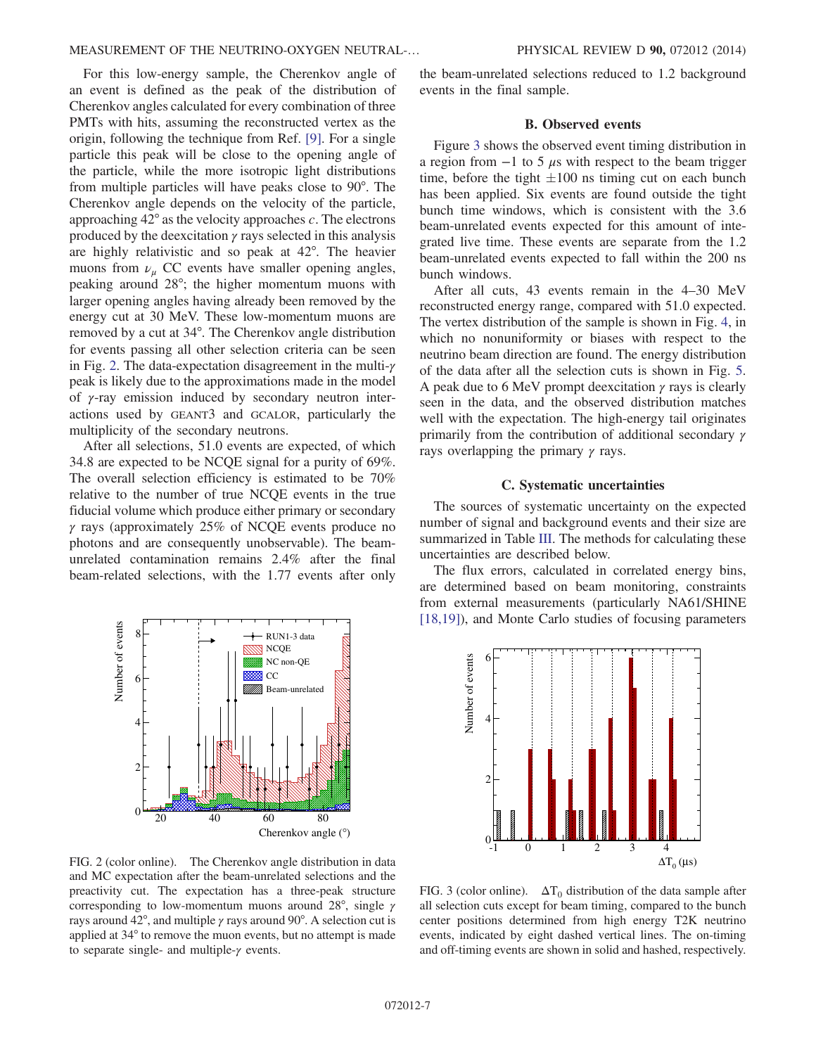For this low-energy sample, the Cherenkov angle of an event is defined as the peak of the distribution of Cherenkov angles calculated for every combination of three PMTs with hits, assuming the reconstructed vertex as the origin, following the technique from Ref. [9]. For a single particle this peak will be close to the opening angle of the particle, while the more isotropic light distributions from multiple particles will have peaks close to 90°. The Cherenkov angle depends on the velocity of the particle, approaching 42° as the velocity approaches $c$. The electrons produced by the deexcitation $\gamma$ rays selected in this analysis are highly relativistic and so peak at 42°. The heavier muons from $\nu_\mu$ CC events have smaller opening angles, peaking around 28°; the higher momentum muons with larger opening angles having already been removed by the energy cut at 30 MeV. These low-momentum muons are removed by a cut at 34°. The Cherenkov angle distribution for events passing all other selection criteria can be seen in Fig. 2. The data-expectation disagreement in the multi-$\gamma$ peak is likely due to the approximations made in the model of $\gamma$-ray emission induced by secondary neutron interactions used by GEANT3 and GCALOR, particularly the multiplicity of the secondary neutrons.

After all selections, 51.0 events are expected, of which 34.8 are expected to be NCQE signal for a purity of 69%. The overall selection efficiency is estimated to be 70% relative to the number of true NCQE events in the true fiducial volume which produce either primary or secondary $\gamma$ rays (approximately 25% of NCQE events produce no photons and are consequently unobservable). The beam-unrelated contamination remains 2.4% after the final beam-related selections, with the 1.77 events after only the beam-unrelated selections reduced to 1.2 background events in the final sample.

FIG. 2 (color online). The Cherenkov angle distribution in data and MC expectation after the beam-unrelated selections and the preactivity cut. The expectation has a three-peak structure corresponding to low-momentum muons around 28°, single $\gamma$ rays around 42°, and multiple $\gamma$ rays around 90°. A selection cut is applied at 34° to remove the muon events, but no attempt is made to separate single- and multiple-$\gamma$ events.

### B. Observed events

Figure 3 shows the observed event timing distribution in a region from −1 to 5 $\mu$s with respect to the beam trigger time, before the tight ±100 ns timing cut on each bunch has been applied. Six events are found outside the tight bunch time windows, which is consistent with the 3.6 beam-unrelated events expected for this amount of integrated live time. These events are separate from the 1.2 beam-unrelated events expected to fall within the 200 ns bunch windows.

After all cuts, 43 events remain in the 4–30 MeV reconstructed energy range, compared with 51.0 expected. The vertex distribution of the sample is shown in Fig. 4, in which no nonuniformity or biases with respect to the neutrino beam direction are found. The energy distribution of the data after all the selection cuts is shown in Fig. 5. A peak due to 6 MeV prompt deexcitation $\gamma$ rays is clearly seen in the data, and the observed distribution matches well with the expectation. The high-energy tail originates primarily from the contribution of additional secondary $\gamma$ rays overlapping the primary $\gamma$ rays.

### C. Systematic uncertainties

The sources of systematic uncertainty on the expected number of signal and background events and their size are summarized in Table III. The methods for calculating these uncertainties are described below.

The flux errors, calculated in correlated energy bins, are determined based on beam monitoring, constraints from external measurements (particularly NA61/SHINE [18,19]), and Monte Carlo studies of focusing parameters

FIG. 3 (color online). $\Delta T_0$ distribution of the data sample after all selection cuts except for beam timing, compared to the bunch center positions determined from high energy T2K neutrino events, indicated by eight dashed vertical lines. The on-timing and off-timing events are shown in solid and hashed, respectively.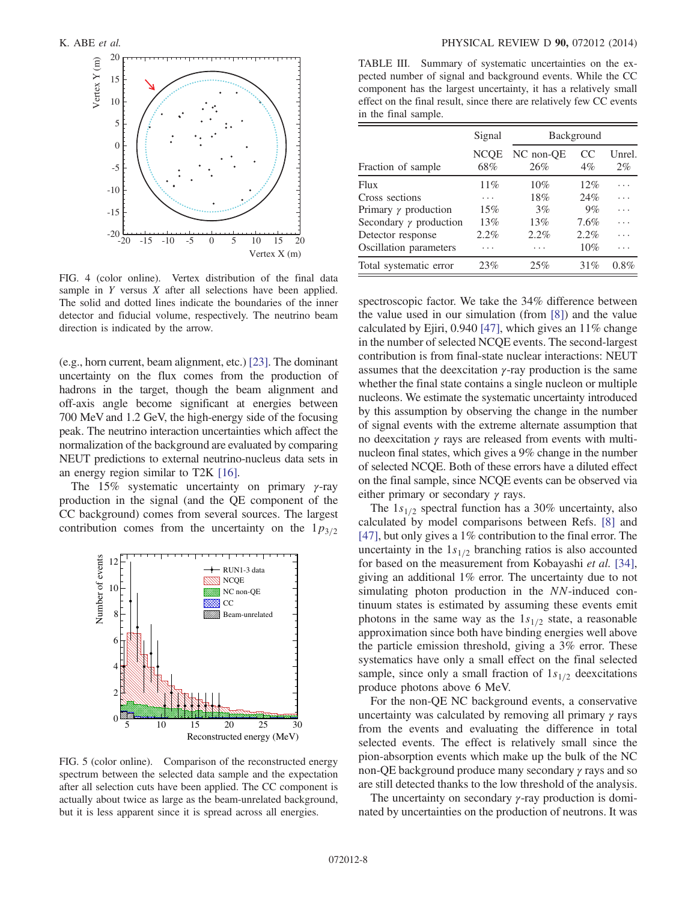FIG. 4 (color online). Vertex distribution of the final data sample in $Y$ versus $X$ after all selections have been applied. The solid and dotted lines indicate the boundaries of the inner detector and fiducial volume, respectively. The neutrino beam direction is indicated by the arrow.

(e.g., horn current, beam alignment, etc.) [23]. The dominant uncertainty on the flux comes from the production of hadrons in the target, though the beam alignment and off-axis angle become significant at energies between 700 MeV and 1.2 GeV, the high-energy side of the focusing peak. The neutrino interaction uncertainties which affect the normalization of the background are evaluated by comparing NEUT predictions to external neutrino-nucleus data sets in an energy region similar to T2K [16].

The 15% systematic uncertainty on primary $\gamma$-ray production in the signal (and the QE component of the CC background) comes from several sources. The largest contribution comes from the uncertainty on the $1p_{3/2}$ spectroscopic factor. We take the 34% difference between the value used in our simulation (from [8]) and the value calculated by Ejiri, 0.940 [47], which gives an 11% change in the number of selected NCQE events. The second-largest contribution is from final-state nuclear interactions: NEUT assumes that the deexcitation $\gamma$-ray production is the same whether the final state contains a single nucleon or multiple nucleons. We estimate the systematic uncertainty introduced by this assumption by observing the change in the number of signal events with the extreme alternate assumption that no deexcitation $\gamma$ rays are released from events with multinucleon final states, which gives a 9% change in the number of selected NCQE. Both of these errors have a diluted effect on the final sample, since NCQE events can be observed via either primary or secondary $\gamma$ rays.

FIG. 5 (color online). Comparison of the reconstructed energy spectrum between the selected data sample and the expectation after all selection cuts have been applied. The CC component is actually about twice as large as the beam-unrelated background, but it is less apparent since it is spread across all energies.

TABLE III. Summary of systematic uncertainties on the expected number of signal and background events. While the CC component has the largest uncertainty, it has a relatively small effect on the final result, since there are relatively few CC events in the final sample.

| | Signal | Background | | |
|---|---|---|---|---|
| Fraction of sample | NCQE 68% | NC non-QE 26% | CC 4% | Unrel. 2% |
| Flux | 11% | 10% | 12% | ⋯ |
| Cross sections | ⋯ | 18% | 24% | ⋯ |
| Primary $\gamma$ production | 15% | 3% | 9% | ⋯ |
| Secondary $\gamma$ production | 13% | 13% | 7.6% | ⋯ |
| Detector response | 2.2% | 2.2% | 2.2% | ⋯ |
| Oscillation parameters | ⋯ | ⋯ | 10% | ⋯ |
| Total systematic error | 23% | 25% | 31% | 0.8% |

The $1s_{1/2}$ spectral function has a 30% uncertainty, also calculated by model comparisons between Refs. [8] and [47], but only gives a 1% contribution to the final error. The uncertainty in the $1s_{1/2}$ branching ratios is also accounted for based on the measurement from Kobayashi *et al.* [34], giving an additional 1% error. The uncertainty due to not simulating photon production in the $NN$-induced continuum states is estimated by assuming these events emit photons in the same way as the $1s_{1/2}$ state, a reasonable approximation since both have binding energies well above the particle emission threshold, giving a 3% error. These systematics have only a small effect on the final selected sample, since only a small fraction of $1s_{1/2}$ deexcitations produce photons above 6 MeV.

For the non-QE NC background events, a conservative uncertainty was calculated by removing all primary $\gamma$ rays from the events and evaluating the difference in total selected events. The effect is relatively small since the pion-absorption events which make up the bulk of the NC non-QE background produce many secondary $\gamma$ rays and so are still detected thanks to the low threshold of the analysis.

The uncertainty on secondary $\gamma$-ray production is dominated by uncertainties on the production of neutrons. It was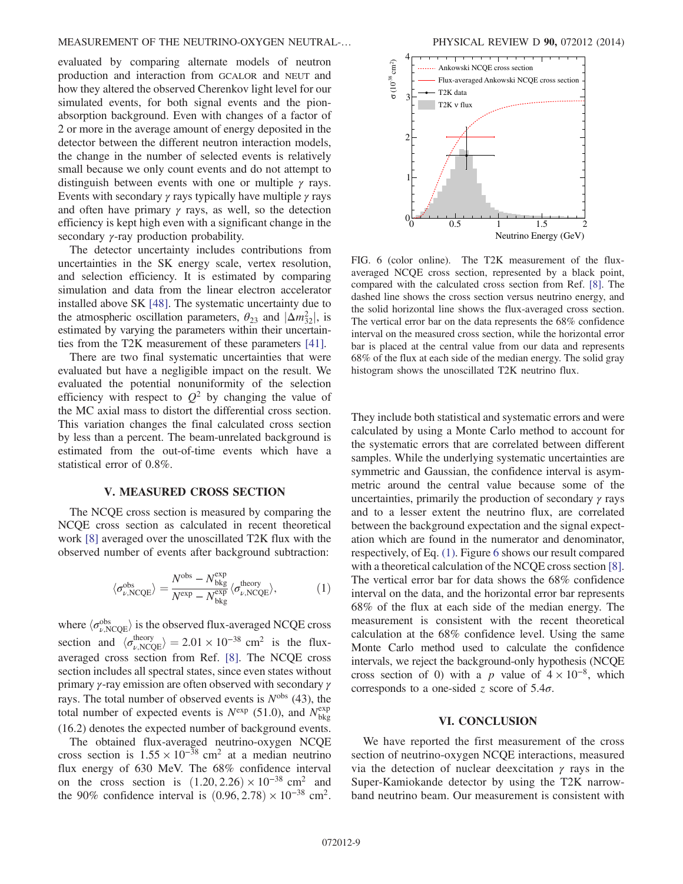evaluated by comparing alternate models of neutron production and interaction from GCALOR and NEUT and how they altered the observed Cherenkov light level for our simulated events, for both signal events and the pion-absorption background. Even with changes of a factor of 2 or more in the average amount of energy deposited in the detector between the different neutron interaction models, the change in the number of selected events is relatively small because we only count events and do not attempt to distinguish between events with one or multiple $\gamma$ rays. Events with secondary $\gamma$ rays typically have multiple $\gamma$ rays and often have primary $\gamma$ rays, as well, so the detection efficiency is kept high even with a significant change in the secondary $\gamma$-ray production probability.

The detector uncertainty includes contributions from uncertainties in the SK energy scale, vertex resolution, and selection efficiency. It is estimated by comparing simulation and data from the linear electron accelerator installed above SK [48]. The systematic uncertainty due to the atmospheric oscillation parameters, $\theta_{23}$ and $|\Delta m^2_{32}|$, is estimated by varying the parameters within their uncertainties from the T2K measurement of these parameters [41].

There are two final systematic uncertainties that were evaluated but have a negligible impact on the result. We evaluated the potential nonuniformity of the selection efficiency with respect to $Q^2$ by changing the value of the MC axial mass to distort the differential cross section. This variation changes the final calculated cross section by less than a percent. The beam-unrelated background is estimated from the out-of-time events which have a statistical error of 0.8%.

## V. MEASURED CROSS SECTION

The NCQE cross section is measured by comparing the NCQE cross section as calculated in recent theoretical work [8] averaged over the unoscillated T2K flux with the observed number of events after background subtraction:

$$\langle \sigma^{\rm obs}_{\nu,\rm NCQE} \rangle = \frac{N^{\rm obs} - N^{\rm exp}_{\rm bkg}}{N^{\rm exp} - N^{\rm exp}_{\rm bkg}} \langle \sigma^{\rm theory}_{\nu,\rm NCQE} \rangle, \tag{1}$$

where $\langle \sigma^{\rm obs}_{\nu,\rm NCQE} \rangle$ is the observed flux-averaged NCQE cross section and $\langle \sigma^{\rm theory}_{\nu,\rm NCQE} \rangle = 2.01 \times 10^{-38}$ cm$^2$ is the flux-averaged cross section from Ref. [8]. The NCQE cross section includes all spectral states, since even states without primary $\gamma$-ray emission are often observed with secondary $\gamma$ rays. The total number of observed events is $N^{\rm obs}$ (43), the total number of expected events is $N^{\rm exp}$ (51.0), and $N^{\rm exp}_{\rm bkg}$ (16.2) denotes the expected number of background events.

The obtained flux-averaged neutrino-oxygen NCQE cross section is $1.55 \times 10^{-38}$ cm$^2$ at a median neutrino flux energy of 630 MeV. The 68% confidence interval on the cross section is $(1.20, 2.26) \times 10^{-38}$ cm$^2$ and the 90% confidence interval is $(0.96, 2.78) \times 10^{-38}$ cm$^2$. They include both statistical and systematic errors and were calculated by using a Monte Carlo method to account for the systematic errors that are correlated between different samples. While the underlying systematic uncertainties are symmetric and Gaussian, the confidence interval is asymmetric around the central value because some of the uncertainties, primarily the production of secondary $\gamma$ rays and to a lesser extent the neutrino flux, are correlated between the background expectation and the signal expectation which are found in the numerator and denominator, respectively, of Eq. (1). Figure 6 shows our result compared with a theoretical calculation of the NCQE cross section [8]. The vertical error bar for data shows the 68% confidence interval on the data, and the horizontal error bar represents 68% of the flux at each side of the median energy. The measurement is consistent with the recent theoretical calculation at the 68% confidence level. Using the same Monte Carlo method used to calculate the confidence intervals, we reject the background-only hypothesis (NCQE cross section of 0) with a $p$ value of $4 \times 10^{-8}$, which corresponds to a one-sided $z$ score of $5.4\sigma$.

FIG. 6 (color online). The T2K measurement of the flux-averaged NCQE cross section, represented by a black point, compared with the calculated cross section from Ref. [8]. The dashed line shows the cross section versus neutrino energy, and the solid horizontal line shows the flux-averaged cross section. The vertical error bar on the data represents the 68% confidence interval on the measured cross section, while the horizontal error bar is placed at the central value from our data and represents 68% of the flux at each side of the median energy. The solid gray histogram shows the unoscillated T2K neutrino flux.

## VI. CONCLUSION

We have reported the first measurement of the cross section of neutrino-oxygen NCQE interactions, measured via the detection of nuclear deexcitation $\gamma$ rays in the Super-Kamiokande detector by using the T2K narrow-band neutrino beam. Our measurement is consistent with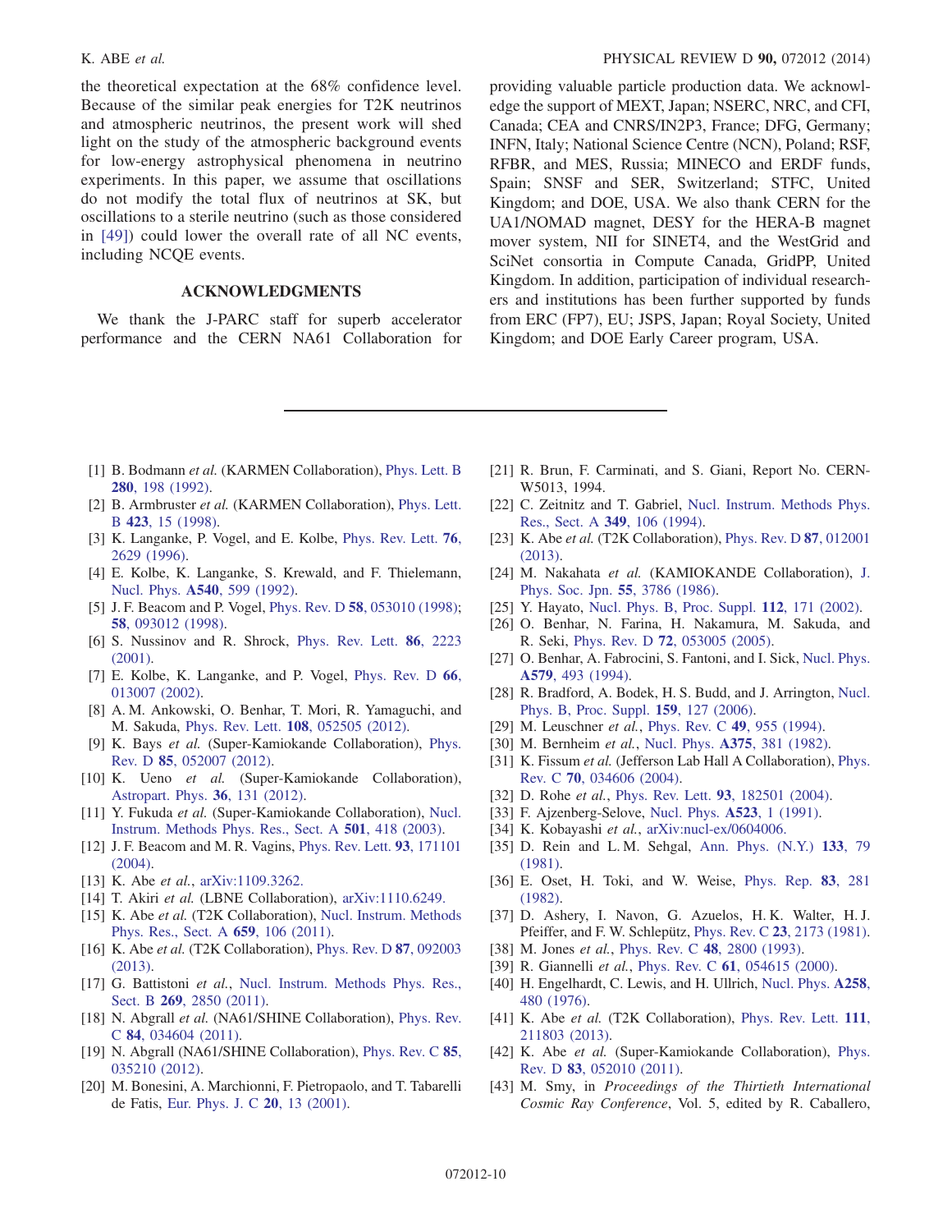the theoretical expectation at the 68% confidence level. Because of the similar peak energies for T2K neutrinos and atmospheric neutrinos, the present work will shed light on the study of the atmospheric background events for low-energy astrophysical phenomena in neutrino experiments. In this paper, we assume that oscillations do not modify the total flux of neutrinos at SK, but oscillations to a sterile neutrino (such as those considered in [49]) could lower the overall rate of all NC events, including NCQE events.

## ACKNOWLEDGMENTS

We thank the J-PARC staff for superb accelerator performance and the CERN NA61 Collaboration for providing valuable particle production data. We acknowledge the support of MEXT, Japan; NSERC, NRC, and CFI, Canada; CEA and CNRS/IN2P3, France; DFG, Germany; INFN, Italy; National Science Centre (NCN), Poland; RSF, RFBR, and MES, Russia; MINECO and ERDF funds, Spain; SNSF and SER, Switzerland; STFC, United Kingdom; and DOE, USA. We also thank CERN for the UA1/NOMAD magnet, DESY for the HERA-B magnet mover system, NII for SINET4, and the WestGrid and SciNet consortia in Compute Canada, GridPP, United Kingdom. In addition, participation of individual researchers and institutions has been further supported by funds from ERC (FP7), EU; JSPS, Japan; Royal Society, United Kingdom; and DOE Early Career program, USA.

---

[1] B. Bodmann *et al.* (KARMEN Collaboration), Phys. Lett. B **280**, 198 (1992).

[2] B. Armbruster *et al.* (KARMEN Collaboration), Phys. Lett. B **423**, 15 (1998).

[3] K. Langanke, P. Vogel, and E. Kolbe, Phys. Rev. Lett. **76**, 2629 (1996).

[4] E. Kolbe, K. Langanke, S. Krewald, and F. Thielemann, Nucl. Phys. **A540**, 599 (1992).

[5] J. F. Beacom and P. Vogel, Phys. Rev. D **58**, 053010 (1998); **58**, 093012 (1998).

[6] S. Nussinov and R. Shrock, Phys. Rev. Lett. **86**, 2223 (2001).

[7] E. Kolbe, K. Langanke, and P. Vogel, Phys. Rev. D **66**, 013007 (2002).

[8] A. M. Ankowski, O. Benhar, T. Mori, R. Yamaguchi, and M. Sakuda, Phys. Rev. Lett. **108**, 052505 (2012).

[9] K. Bays *et al.* (Super-Kamiokande Collaboration), Phys. Rev. D **85**, 052007 (2012).

[10] K. Ueno *et al.* (Super-Kamiokande Collaboration), Astropart. Phys. **36**, 131 (2012).

[11] Y. Fukuda *et al.* (Super-Kamiokande Collaboration), Nucl. Instrum. Methods Phys. Res., Sect. A **501**, 418 (2003).

[12] J. F. Beacom and M. R. Vagins, Phys. Rev. Lett. **93**, 171101 (2004).

[13] K. Abe *et al.*, arXiv:1109.3262.

[14] T. Akiri *et al.* (LBNE Collaboration), arXiv:1110.6249.

[15] K. Abe *et al.* (T2K Collaboration), Nucl. Instrum. Methods Phys. Res., Sect. A **659**, 106 (2011).

[16] K. Abe *et al.* (T2K Collaboration), Phys. Rev. D **87**, 092003 (2013).

[17] G. Battistoni *et al.*, Nucl. Instrum. Methods Phys. Res., Sect. B **269**, 2850 (2011).

[18] N. Abgrall *et al.* (NA61/SHINE Collaboration), Phys. Rev. C **84**, 034604 (2011).

[19] N. Abgrall (NA61/SHINE Collaboration), Phys. Rev. C **85**, 035210 (2012).

[20] M. Bonesini, A. Marchionni, F. Pietropaolo, and T. Tabarelli de Fatis, Eur. Phys. J. C **20**, 13 (2001).

[21] R. Brun, F. Carminati, and S. Giani, Report No. CERN-W5013, 1994.

[22] C. Zeitnitz and T. Gabriel, Nucl. Instrum. Methods Phys. Res., Sect. A **349**, 106 (1994).

[23] K. Abe *et al.* (T2K Collaboration), Phys. Rev. D **87**, 012001 (2013).

[24] M. Nakahata *et al.* (KAMIOKANDE Collaboration), J. Phys. Soc. Jpn. **55**, 3786 (1986).

[25] Y. Hayato, Nucl. Phys. B, Proc. Suppl. **112**, 171 (2002).

[26] O. Benhar, N. Farina, H. Nakamura, M. Sakuda, and R. Seki, Phys. Rev. D **72**, 053005 (2005).

[27] O. Benhar, A. Fabrocini, S. Fantoni, and I. Sick, Nucl. Phys. **A579**, 493 (1994).

[28] R. Bradford, A. Bodek, H. S. Budd, and J. Arrington, Nucl. Phys. B, Proc. Suppl. **159**, 127 (2006).

[29] M. Leuschner *et al.*, Phys. Rev. C **49**, 955 (1994).

[30] M. Bernheim *et al.*, Nucl. Phys. **A375**, 381 (1982).

[31] K. Fissum *et al.* (Jefferson Lab Hall A Collaboration), Phys. Rev. C **70**, 034606 (2004).

[32] D. Rohe *et al.*, Phys. Rev. Lett. **93**, 182501 (2004).

[33] F. Ajzenberg-Selove, Nucl. Phys. **A523**, 1 (1991).

[34] K. Kobayashi *et al.*, arXiv:nucl-ex/0604006.

[35] D. Rein and L. M. Sehgal, Ann. Phys. (N.Y.) **133**, 79 (1981).

[36] E. Oset, H. Toki, and W. Weise, Phys. Rep. **83**, 281 (1982).

[37] D. Ashery, I. Navon, G. Azuelos, H. K. Walter, H. J. Pfeiffer, and F. W. Schlepütz, Phys. Rev. C **23**, 2173 (1981).

[38] M. Jones *et al.*, Phys. Rev. C **48**, 2800 (1993).

[39] R. Giannelli *et al.*, Phys. Rev. C **61**, 054615 (2000).

[40] H. Engelhardt, C. Lewis, and H. Ullrich, Nucl. Phys. **A258**, 480 (1976).

[41] K. Abe *et al.* (T2K Collaboration), Phys. Rev. Lett. **111**, 211803 (2013).

[42] K. Abe *et al.* (Super-Kamiokande Collaboration), Phys. Rev. D **83**, 052010 (2011).

[43] M. Smy, in *Proceedings of the Thirtieth International Cosmic Ray Conference*, Vol. 5, edited by R. Caballero,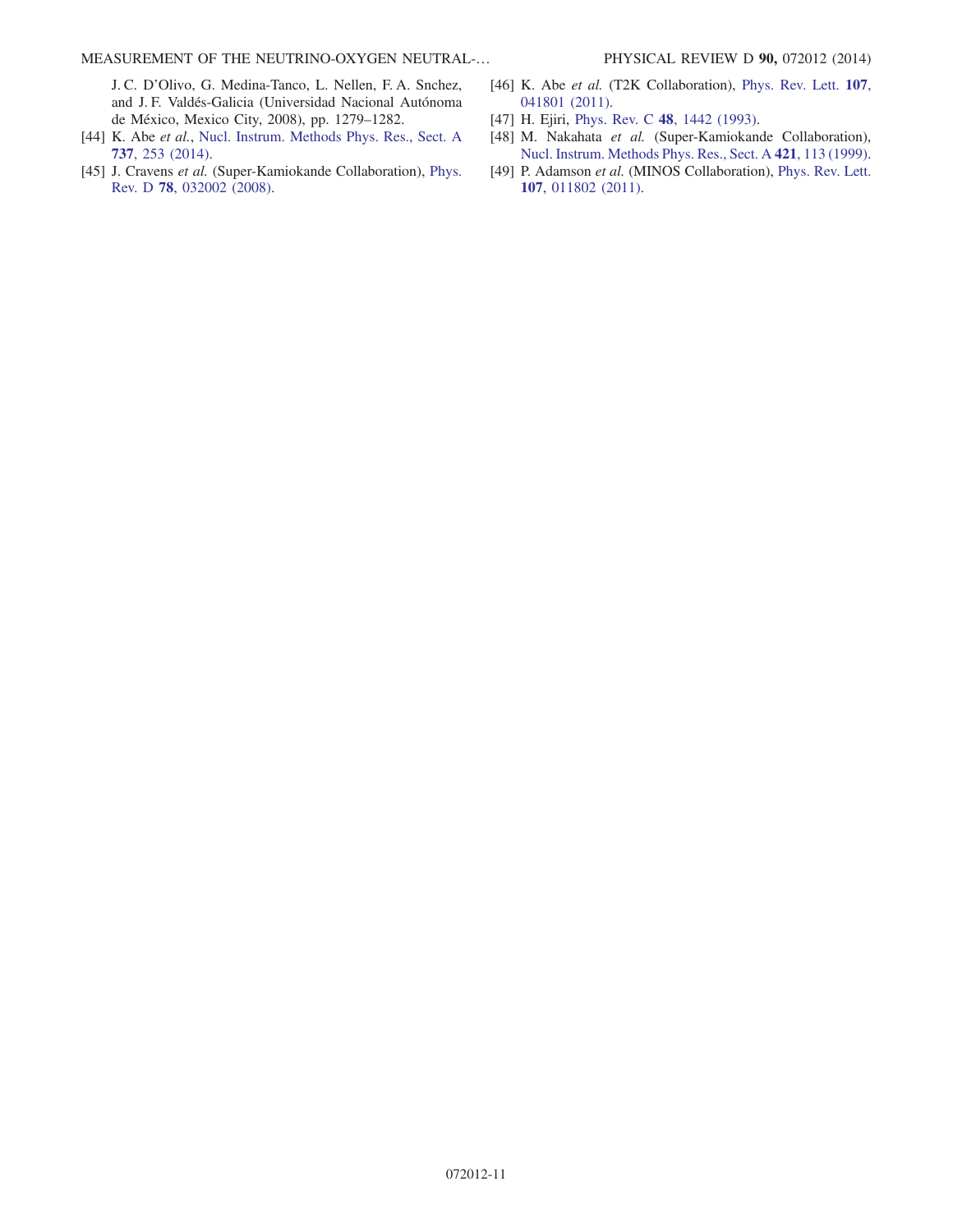J. C. D'Olivo, G. Medina-Tanco, L. Nellen, F. A. Snchez, and J. F. Valdés-Galicia (Universidad Nacional Autónoma de México, Mexico City, 2008), pp. 1279–1282.

[44] K. Abe *et al.*, Nucl. Instrum. Methods Phys. Res., Sect. A **737**, 253 (2014).

[45] J. Cravens *et al.* (Super-Kamiokande Collaboration), Phys. Rev. D **78**, 032002 (2008).

[46] K. Abe *et al.* (T2K Collaboration), Phys. Rev. Lett. **107**, 041801 (2011).

[47] H. Ejiri, Phys. Rev. C **48**, 1442 (1993).

[48] M. Nakahata *et al.* (Super-Kamiokande Collaboration), Nucl. Instrum. Methods Phys. Res., Sect. A **421**, 113 (1999).

[49] P. Adamson *et al.* (MINOS Collaboration), Phys. Rev. Lett. **107**, 011802 (2011).